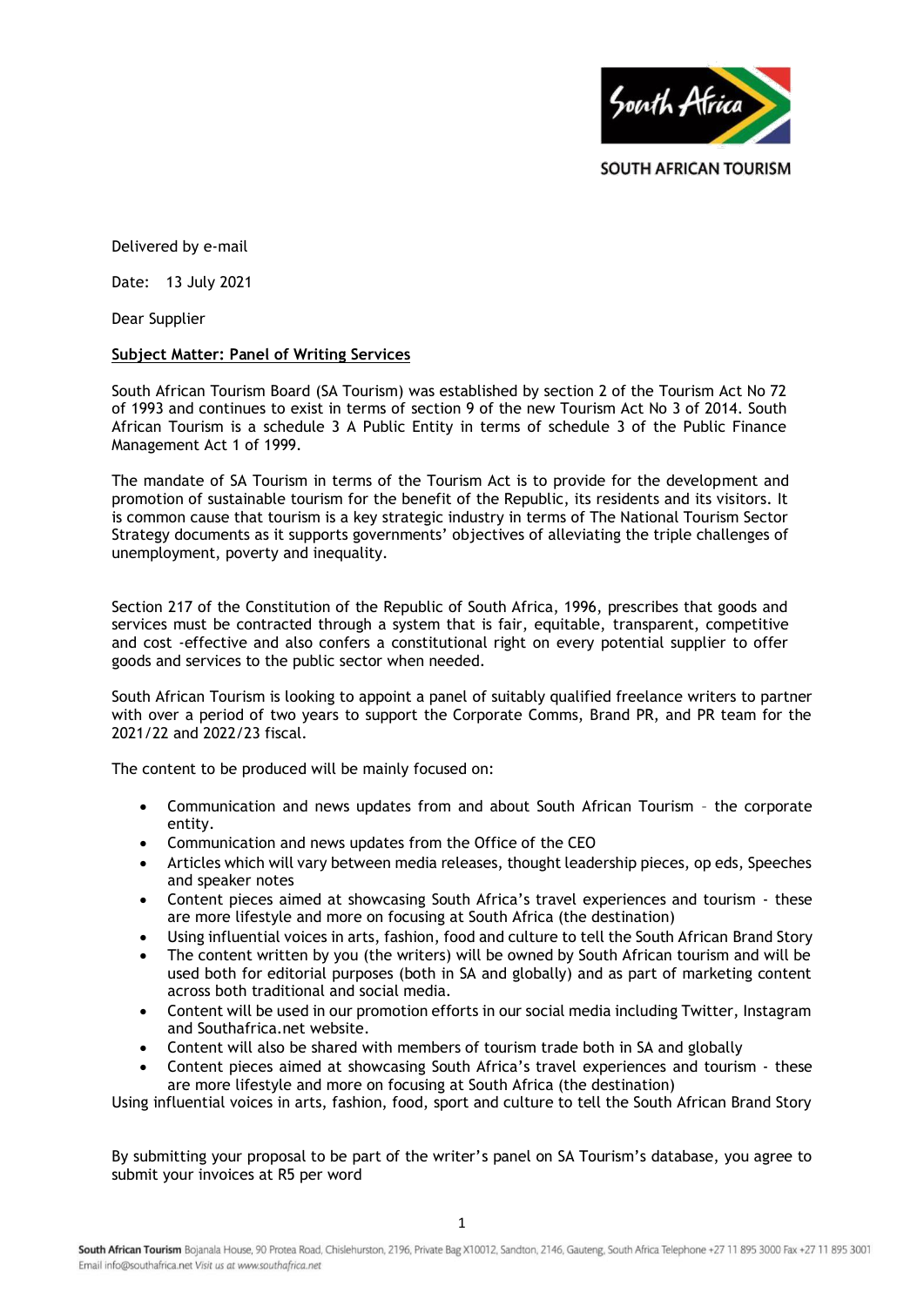SOUTH AFRICAN TOURISM

Delivered by e-mail

Date: 13 July 2021

Dear Supplier

**Subject Matter: Panel of Writing Services**

South African Tourism Board (SA Tourism) was established by section 2 of the Tourism Act No 72 of 1993 and continues to exist in terms of section 9 of the new Tourism Act No 3 of 2014. South African Tourism is a schedule 3 A Public Entity in terms of schedule 3 of the Public Finance Management Act 1 of 1999.

The mandate of SA Tourism in terms of the Tourism Act is to provide for the development and promotion of sustainable tourism for the benefit of the Republic, its residents and its visitors. It is common cause that tourism is a key strategic industry in terms of The National Tourism Sector Strategy documents as it supports governments' objectives of alleviating the triple challenges of unemployment, poverty and inequality.

Section 217 of the Constitution of the Republic of South Africa, 1996, prescribes that goods and services must be contracted through a system that is fair, equitable, transparent, competitive and cost -effective and also confers a constitutional right on every potential supplier to offer goods and services to the public sector when needed.

South African Tourism is looking to appoint a panel of suitably qualified freelance writers to partner with over a period of two years to support the Corporate Comms, Brand PR, and PR team for the 2021/22 and 2022/23 fiscal.

The content to be produced will be mainly focused on:

- Communication and news updates from and about South African Tourism – the corporate entity.
- Communication and news updates from the Office of the CEO
- Articles which will vary between media releases, thought leadership pieces, op eds, Speeches and speaker notes
- Content pieces aimed at showcasing South Africa's travel experiences and tourism - these are more lifestyle and more on focusing at South Africa (the destination)
- Using influential voices in arts, fashion, food and culture to tell the South African Brand Story
- The content written by you (the writers) will be owned by South African tourism and will be used both for editorial purposes (both in SA and globally) and as part of marketing content across both traditional and social media.
- Content will be used in our promotion efforts in our social media including Twitter, Instagram and Southafrica.net website.
- Content will also be shared with members of tourism trade both in SA and globally
- Content pieces aimed at showcasing South Africa's travel experiences and tourism - these are more lifestyle and more on focusing at South Africa (the destination)

Using influential voices in arts, fashion, food, sport and culture to tell the South African Brand Story

By submitting your proposal to be part of the writer's panel on SA Tourism's database, you agree to submit your invoices at R5 per word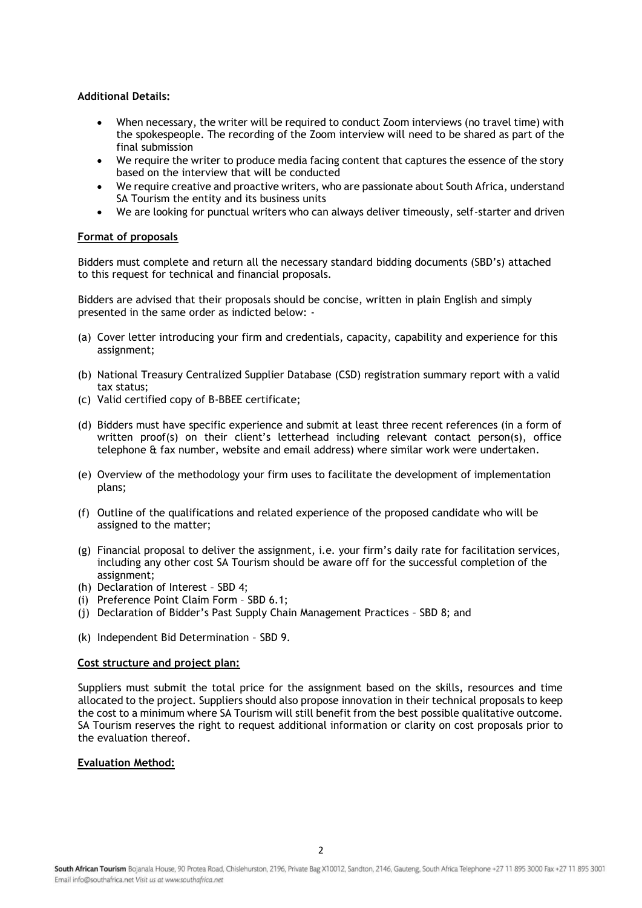**Additional Details:**

- When necessary, the writer will be required to conduct Zoom interviews (no travel time) with the spokespeople. The recording of the Zoom interview will need to be shared as part of the final submission
- We require the writer to produce media facing content that captures the essence of the story based on the interview that will be conducted
- We require creative and proactive writers, who are passionate about South Africa, understand SA Tourism the entity and its business units
- We are looking for punctual writers who can always deliver timeously, self-starter and driven

**Format of proposals**

Bidders must complete and return all the necessary standard bidding documents (SBD's) attached to this request for technical and financial proposals.

Bidders are advised that their proposals should be concise, written in plain English and simply presented in the same order as indicted below: -

(a) Cover letter introducing your firm and credentials, capacity, capability and experience for this assignment;

(b) National Treasury Centralized Supplier Database (CSD) registration summary report with a valid tax status;

(c) Valid certified copy of B-BBEE certificate;

(d) Bidders must have specific experience and submit at least three recent references (in a form of written proof(s) on their client's letterhead including relevant contact person(s), office telephone & fax number, website and email address) where similar work were undertaken.

(e) Overview of the methodology your firm uses to facilitate the development of implementation plans;

(f) Outline of the qualifications and related experience of the proposed candidate who will be assigned to the matter;

(g) Financial proposal to deliver the assignment, i.e. your firm's daily rate for facilitation services, including any other cost SA Tourism should be aware off for the successful completion of the assignment;

(h) Declaration of Interest – SBD 4;

(i) Preference Point Claim Form – SBD 6.1;

(j) Declaration of Bidder's Past Supply Chain Management Practices – SBD 8; and

(k) Independent Bid Determination – SBD 9.

**Cost structure and project plan:**

Suppliers must submit the total price for the assignment based on the skills, resources and time allocated to the project. Suppliers should also propose innovation in their technical proposals to keep the cost to a minimum where SA Tourism will still benefit from the best possible qualitative outcome. SA Tourism reserves the right to request additional information or clarity on cost proposals prior to the evaluation thereof.

**Evaluation Method:**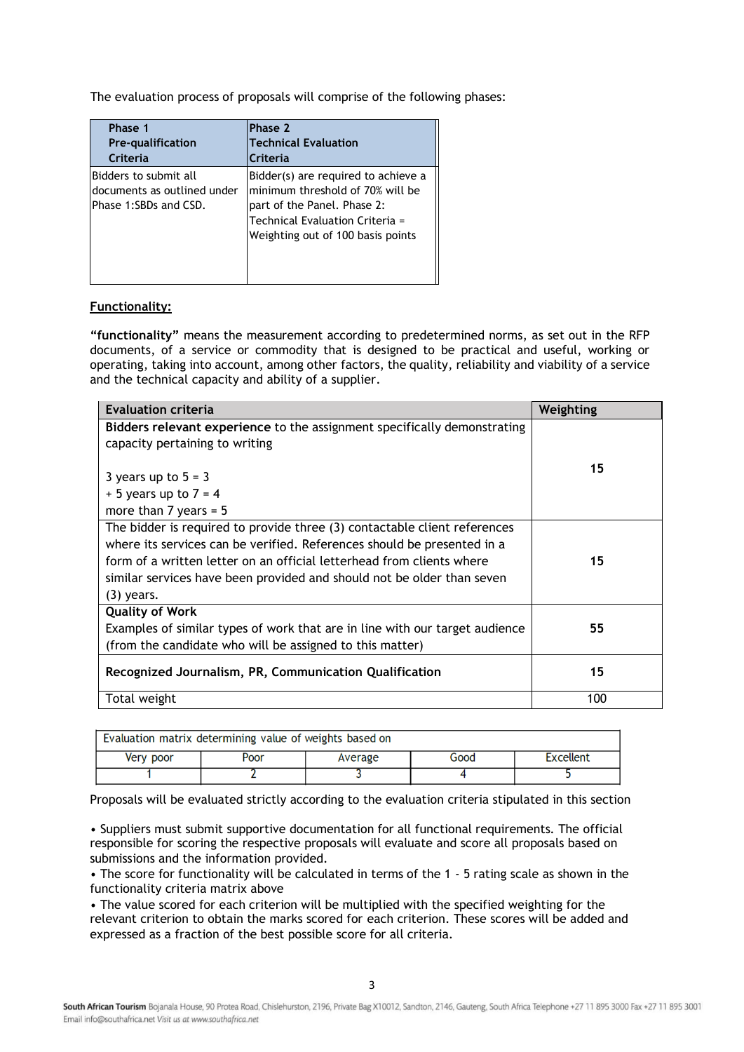The evaluation process of proposals will comprise of the following phases:

| Phase 1 Pre-qualification Criteria | Phase 2 Technical Evaluation Criteria |
|---|---|
| Bidders to submit all documents as outlined under Phase 1:SBDs and CSD. | Bidder(s) are required to achieve a minimum threshold of 70% will be part of the Panel. Phase 2: Technical Evaluation Criteria = Weighting out of 100 basis points |

**Functionality:**

**"functionality"** means the measurement according to predetermined norms, as set out in the RFP documents, of a service or commodity that is designed to be practical and useful, working or operating, taking into account, among other factors, the quality, reliability and viability of a service and the technical capacity and ability of a supplier.

| Evaluation criteria | Weighting |
|---|---|
| **Bidders relevant experience** to the assignment specifically demonstrating capacity pertaining to writing<br><br>3 years up to 5 = 3<br>+ 5 years up to 7 = 4<br>more than 7 years = 5 | **15** |
| The bidder is required to provide three (3) contactable client references where its services can be verified. References should be presented in a form of a written letter on an official letterhead from clients where similar services have been provided and should not be older than seven (3) years. | **15** |
| **Quality of Work**<br>Examples of similar types of work that are in line with our target audience (from the candidate who will be assigned to this matter) | **55** |
| **Recognized Journalism, PR, Communication Qualification** | **15** |
| Total weight | 100 |

| Evaluation matrix determining value of weights based on | | | | |
|---|---|---|---|---|
| Very poor | Poor | Average | Good | Excellent |
| 1 | 2 | 3 | 4 | 5 |

Proposals will be evaluated strictly according to the evaluation criteria stipulated in this section

- Suppliers must submit supportive documentation for all functional requirements. The official responsible for scoring the respective proposals will evaluate and score all proposals based on submissions and the information provided.
- The score for functionality will be calculated in terms of the 1 - 5 rating scale as shown in the functionality criteria matrix above
- The value scored for each criterion will be multiplied with the specified weighting for the relevant criterion to obtain the marks scored for each criterion. These scores will be added and expressed as a fraction of the best possible score for all criteria.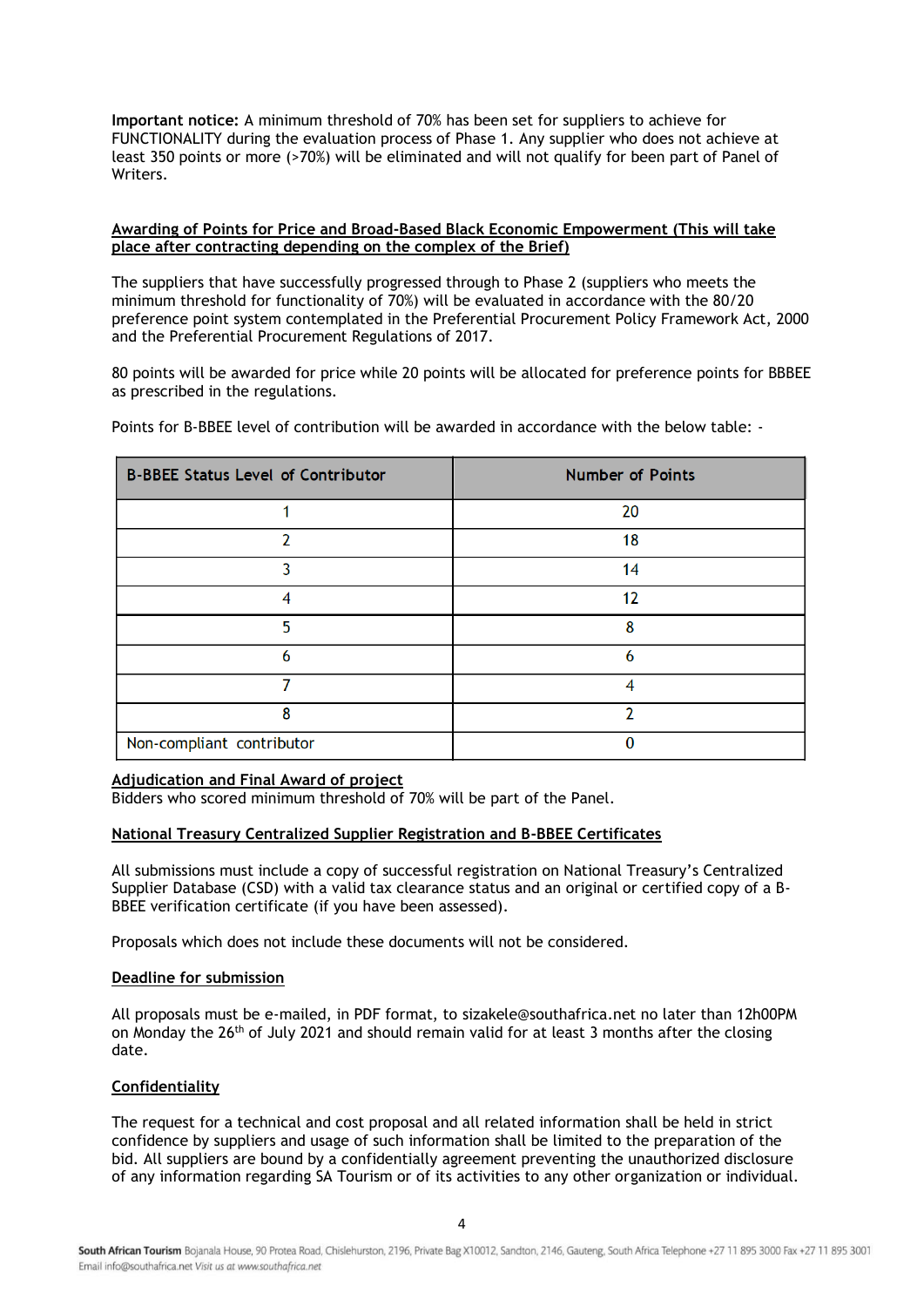**Important notice:** A minimum threshold of 70% has been set for suppliers to achieve for FUNCTIONALITY during the evaluation process of Phase 1. Any supplier who does not achieve at least 350 points or more (>70%) will be eliminated and will not qualify for been part of Panel of Writers.

**Awarding of Points for Price and Broad-Based Black Economic Empowerment (This will take place after contracting depending on the complex of the Brief)**

The suppliers that have successfully progressed through to Phase 2 (suppliers who meets the minimum threshold for functionality of 70%) will be evaluated in accordance with the 80/20 preference point system contemplated in the Preferential Procurement Policy Framework Act, 2000 and the Preferential Procurement Regulations of 2017.

80 points will be awarded for price while 20 points will be allocated for preference points for BBBEE as prescribed in the regulations.

Points for B-BBEE level of contribution will be awarded in accordance with the below table: -

| B-BBEE Status Level of Contributor | Number of Points |
| --- | --- |
| 1 | 20 |
| 2 | 18 |
| 3 | 14 |
| 4 | 12 |
| 5 | 8 |
| 6 | 6 |
| 7 | 4 |
| 8 | 2 |
| Non-compliant contributor | 0 |

**Adjudication and Final Award of project**

Bidders who scored minimum threshold of 70% will be part of the Panel.

**National Treasury Centralized Supplier Registration and B-BBEE Certificates**

All submissions must include a copy of successful registration on National Treasury's Centralized Supplier Database (CSD) with a valid tax clearance status and an original or certified copy of a B-BBEE verification certificate (if you have been assessed).

Proposals which does not include these documents will not be considered.

**Deadline for submission**

All proposals must be e-mailed, in PDF format, to sizakele@southafrica.net no later than 12h00PM on Monday the 26th of July 2021 and should remain valid for at least 3 months after the closing date.

**Confidentiality**

The request for a technical and cost proposal and all related information shall be held in strict confidence by suppliers and usage of such information shall be limited to the preparation of the bid. All suppliers are bound by a confidentially agreement preventing the unauthorized disclosure of any information regarding SA Tourism or of its activities to any other organization or individual.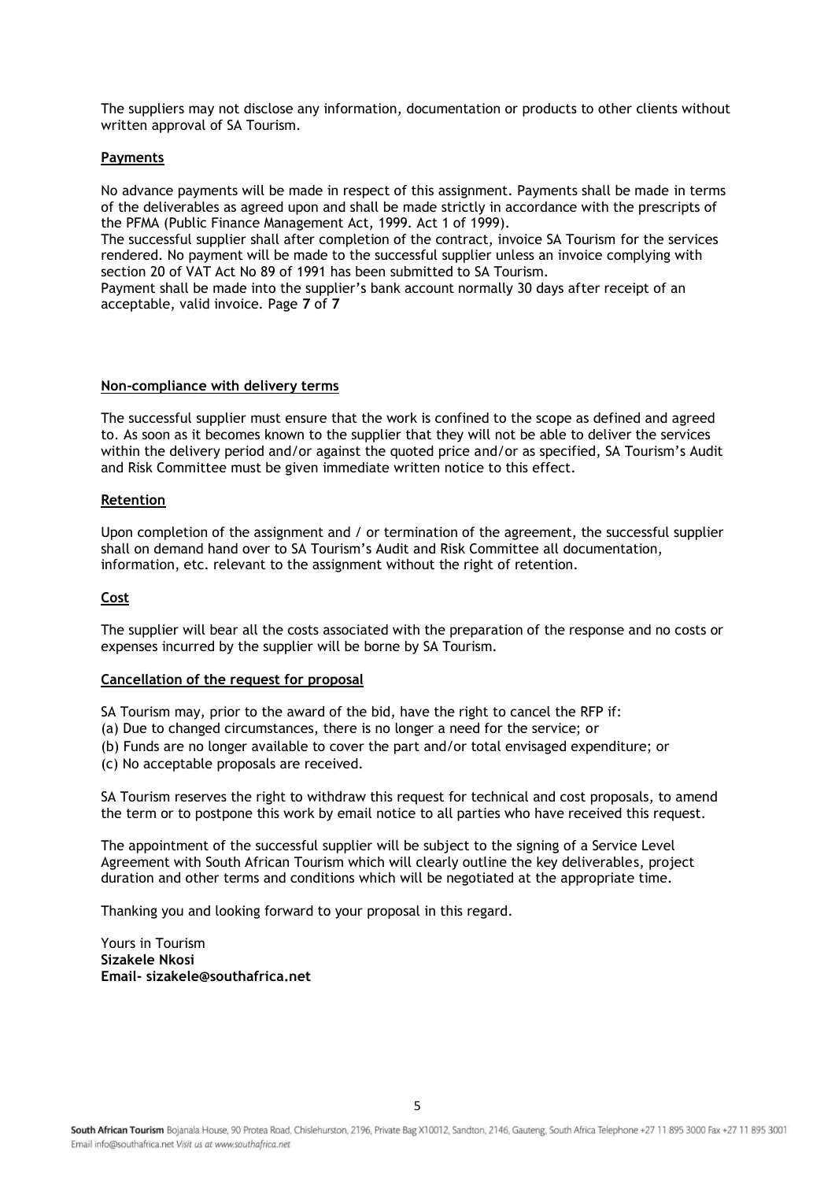The suppliers may not disclose any information, documentation or products to other clients without written approval of SA Tourism.

**Payments**

No advance payments will be made in respect of this assignment. Payments shall be made in terms of the deliverables as agreed upon and shall be made strictly in accordance with the prescripts of the PFMA (Public Finance Management Act, 1999. Act 1 of 1999).
The successful supplier shall after completion of the contract, invoice SA Tourism for the services rendered. No payment will be made to the successful supplier unless an invoice complying with section 20 of VAT Act No 89 of 1991 has been submitted to SA Tourism.
Payment shall be made into the supplier's bank account normally 30 days after receipt of an acceptable, valid invoice.

**Non-compliance with delivery terms**

The successful supplier must ensure that the work is confined to the scope as defined and agreed to. As soon as it becomes known to the supplier that they will not be able to deliver the services within the delivery period and/or against the quoted price and/or as specified, SA Tourism's Audit and Risk Committee must be given immediate written notice to this effect.

**Retention**

Upon completion of the assignment and / or termination of the agreement, the successful supplier shall on demand hand over to SA Tourism's Audit and Risk Committee all documentation, information, etc. relevant to the assignment without the right of retention.

**Cost**

The supplier will bear all the costs associated with the preparation of the response and no costs or expenses incurred by the supplier will be borne by SA Tourism.

**Cancellation of the request for proposal**

SA Tourism may, prior to the award of the bid, have the right to cancel the RFP if:
(a) Due to changed circumstances, there is no longer a need for the service; or
(b) Funds are no longer available to cover the part and/or total envisaged expenditure; or
(c) No acceptable proposals are received.

SA Tourism reserves the right to withdraw this request for technical and cost proposals, to amend the term or to postpone this work by email notice to all parties who have received this request.

The appointment of the successful supplier will be subject to the signing of a Service Level Agreement with South African Tourism which will clearly outline the key deliverables, project duration and other terms and conditions which will be negotiated at the appropriate time.

Thanking you and looking forward to your proposal in this regard.

Yours in Tourism
**Sizakele Nkosi**
**Email- sizakele@southafrica.net**